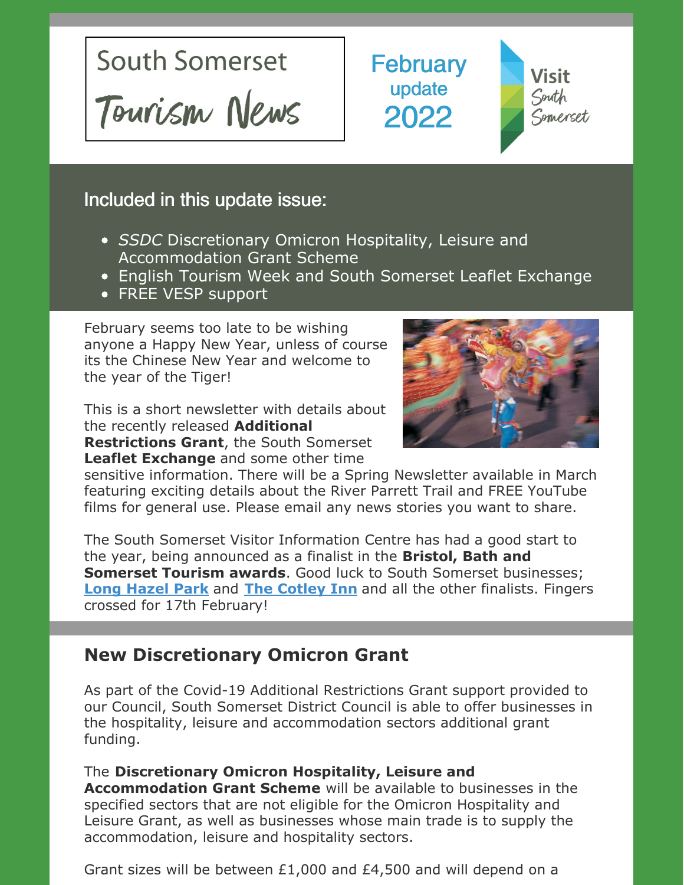# South Somerset Tourism News

February update 2022

Visit South Somerset

## Included in this update issue:

- *SSDC* Discretionary Omicron Hospitality, Leisure and Accommodation Grant Scheme
- English Tourism Week and South Somerset Leaflet Exchange
- FREE VESP support

February seems too late to be wishing anyone a Happy New Year, unless of course its the Chinese New Year and welcome to the year of the Tiger!

This is a short newsletter with details about the recently released **Additional Restrictions Grant**, the South Somerset **Leaflet Exchange** and some other time sensitive information. There will be a Spring Newsletter available in March featuring exciting details about the River Parrett Trail and FREE YouTube films for general use. Please email any news stories you want to share.

The South Somerset Visitor Information Centre has had a good start to the year, being announced as a finalist in the **Bristol, Bath and Somerset Tourism awards**. Good luck to South Somerset businesses; **Long Hazel Park** and **The Cotley Inn** and all the other finalists. Fingers crossed for 17th February!

## New Discretionary Omicron Grant

As part of the Covid-19 Additional Restrictions Grant support provided to our Council, South Somerset District Council is able to offer businesses in the hospitality, leisure and accommodation sectors additional grant funding.

The **Discretionary Omicron Hospitality, Leisure and Accommodation Grant Scheme** will be available to businesses in the specified sectors that are not eligible for the Omicron Hospitality and Leisure Grant, as well as businesses whose main trade is to supply the accommodation, leisure and hospitality sectors.

Grant sizes will be between £1,000 and £4,500 and will depend on a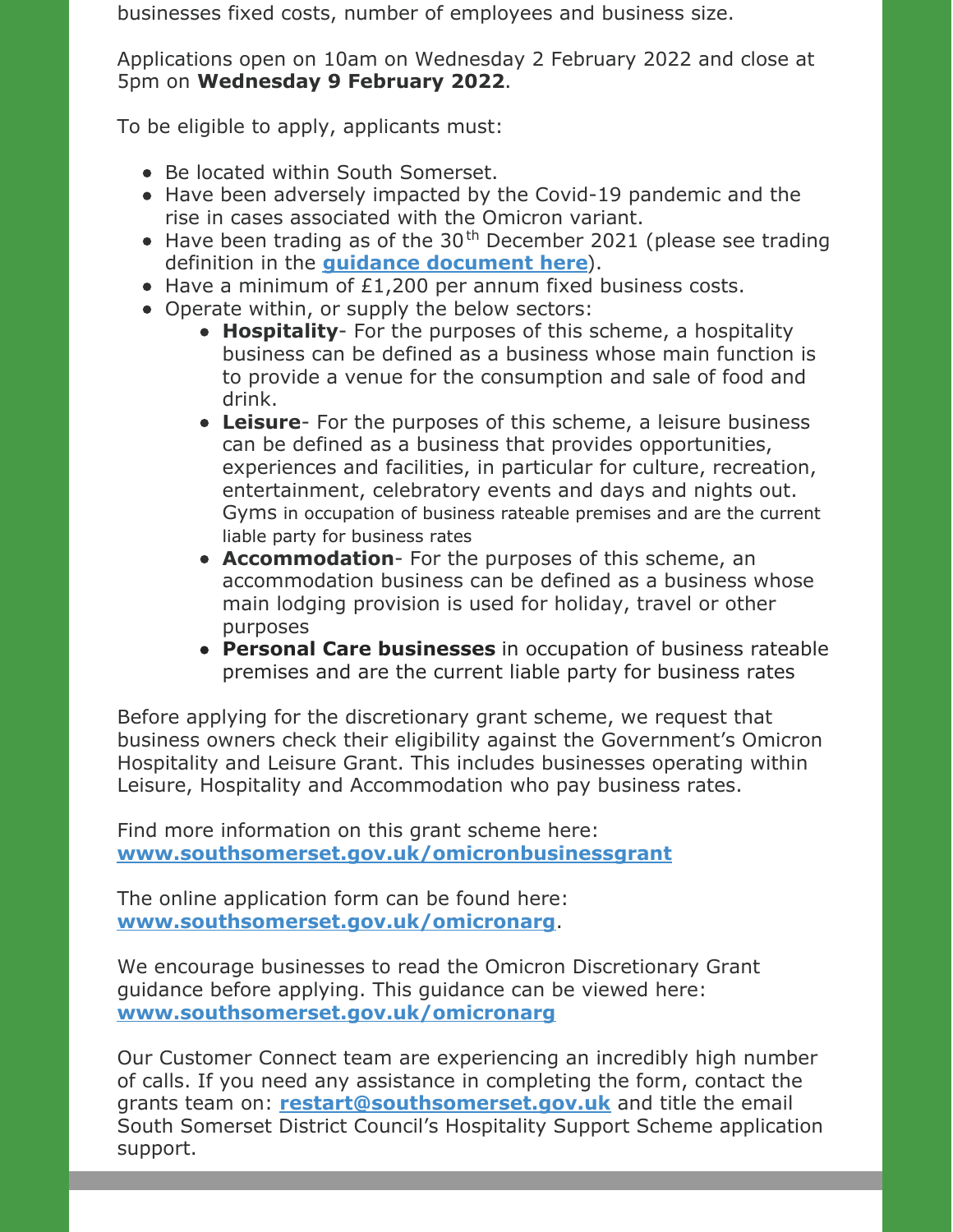businesses fixed costs, number of employees and business size.

Applications open on 10am on Wednesday 2 February 2022 and close at 5pm on **Wednesday 9 February 2022**.

To be eligible to apply, applicants must:

- Be located within South Somerset.
- Have been adversely impacted by the Covid-19 pandemic and the rise in cases associated with the Omicron variant.
- Have been trading as of the 30th December 2021 (please see trading definition in the **guidance document here**).
- Have a minimum of £1,200 per annum fixed business costs.
- Operate within, or supply the below sectors:
  - **Hospitality**- For the purposes of this scheme, a hospitality business can be defined as a business whose main function is to provide a venue for the consumption and sale of food and drink.
  - **Leisure**- For the purposes of this scheme, a leisure business can be defined as a business that provides opportunities, experiences and facilities, in particular for culture, recreation, entertainment, celebratory events and days and nights out. Gyms in occupation of business rateable premises and are the current liable party for business rates
  - **Accommodation**- For the purposes of this scheme, an accommodation business can be defined as a business whose main lodging provision is used for holiday, travel or other purposes
  - **Personal Care businesses** in occupation of business rateable premises and are the current liable party for business rates

Before applying for the discretionary grant scheme, we request that business owners check their eligibility against the Government's Omicron Hospitality and Leisure Grant. This includes businesses operating within Leisure, Hospitality and Accommodation who pay business rates.

Find more information on this grant scheme here: **www.southsomerset.gov.uk/omicronbusinessgrant**

The online application form can be found here: **www.southsomerset.gov.uk/omicronarg**.

We encourage businesses to read the Omicron Discretionary Grant guidance before applying. This guidance can be viewed here: **www.southsomerset.gov.uk/omicronarg**

Our Customer Connect team are experiencing an incredibly high number of calls. If you need any assistance in completing the form, contact the grants team on: **restart@southsomerset.gov.uk** and title the email South Somerset District Council's Hospitality Support Scheme application support.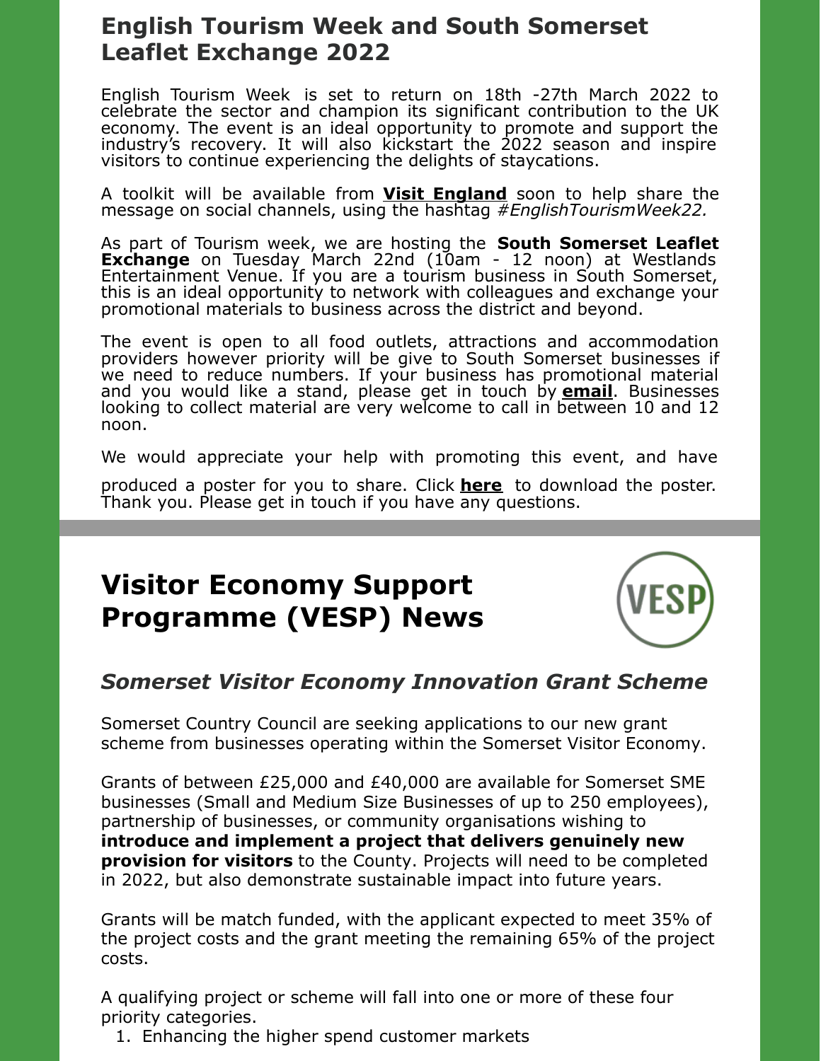## English Tourism Week and South Somerset Leaflet Exchange 2022

English Tourism Week is set to return on 18th -27th March 2022 to celebrate the sector and champion its significant contribution to the UK economy. The event is an ideal opportunity to promote and support the industry's recovery. It will also kickstart the 2022 season and inspire visitors to continue experiencing the delights of staycations.

A toolkit will be available from **Visit England** soon to help share the message on social channels, using the hashtag *#EnglishTourismWeek22.*

As part of Tourism week, we are hosting the **South Somerset Leaflet Exchange** on Tuesday March 22nd (10am - 12 noon) at Westlands Entertainment Venue. If you are a tourism business in South Somerset, this is an ideal opportunity to network with colleagues and exchange your promotional materials to business across the district and beyond.

The event is open to all food outlets, attractions and accommodation providers however priority will be give to South Somerset businesses if we need to reduce numbers. If your business has promotional material and you would like a stand, please get in touch by **email**. Businesses looking to collect material are very welcome to call in between 10 and 12 noon.

We would appreciate your help with promoting this event, and have produced a poster for you to share. Click **here** to download the poster. Thank you. Please get in touch if you have any questions.

## Visitor Economy Support Programme (VESP) News

### *Somerset Visitor Economy Innovation Grant Scheme*

Somerset Country Council are seeking applications to our new grant scheme from businesses operating within the Somerset Visitor Economy.

Grants of between £25,000 and £40,000 are available for Somerset SME businesses (Small and Medium Size Businesses of up to 250 employees), partnership of businesses, or community organisations wishing to **introduce and implement a project that delivers genuinely new provision for visitors** to the County. Projects will need to be completed in 2022, but also demonstrate sustainable impact into future years.

Grants will be match funded, with the applicant expected to meet 35% of the project costs and the grant meeting the remaining 65% of the project costs.

A qualifying project or scheme will fall into one or more of these four priority categories.

1. Enhancing the higher spend customer markets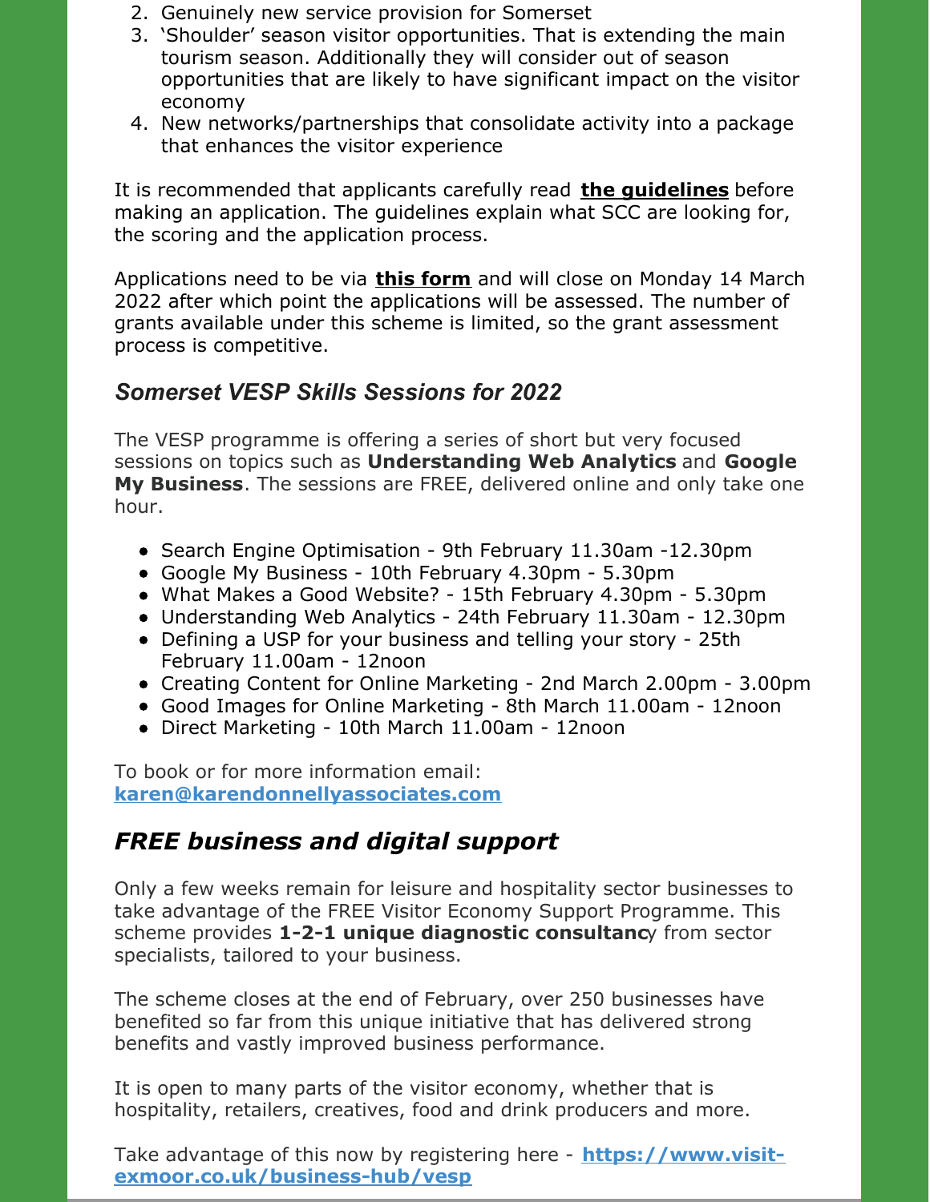2. Genuinely new service provision for Somerset
3. 'Shoulder' season visitor opportunities. That is extending the main tourism season. Additionally they will consider out of season opportunities that are likely to have significant impact on the visitor economy
4. New networks/partnerships that consolidate activity into a package that enhances the visitor experience

It is recommended that applicants carefully read **the guidelines** before making an application. The guidelines explain what SCC are looking for, the scoring and the application process.

Applications need to be via **this form** and will close on Monday 14 March 2022 after which point the applications will be assessed. The number of grants available under this scheme is limited, so the grant assessment process is competitive.

### *Somerset VESP Skills Sessions for 2022*

The VESP programme is offering a series of short but very focused sessions on topics such as **Understanding Web Analytics** and **Google My Business**. The sessions are FREE, delivered online and only take one hour.

- Search Engine Optimisation - 9th February 11.30am -12.30pm
- Google My Business - 10th February 4.30pm - 5.30pm
- What Makes a Good Website? - 15th February 4.30pm - 5.30pm
- Understanding Web Analytics - 24th February 11.30am - 12.30pm
- Defining a USP for your business and telling your story - 25th February 11.00am - 12noon
- Creating Content for Online Marketing - 2nd March 2.00pm - 3.00pm
- Good Images for Online Marketing - 8th March 11.00am - 12noon
- Direct Marketing - 10th March 11.00am - 12noon

To book or for more information email: **karen@karendonnellyassociates.com**

## *FREE business and digital support*

Only a few weeks remain for leisure and hospitality sector businesses to take advantage of the FREE Visitor Economy Support Programme. This scheme provides **1-2-1 unique diagnostic consultanc**y from sector specialists, tailored to your business.

The scheme closes at the end of February, over 250 businesses have benefited so far from this unique initiative that has delivered strong benefits and vastly improved business performance.

It is open to many parts of the visitor economy, whether that is hospitality, retailers, creatives, food and drink producers and more.

Take advantage of this now by registering here - **https://www.visit-exmoor.co.uk/business-hub/vesp**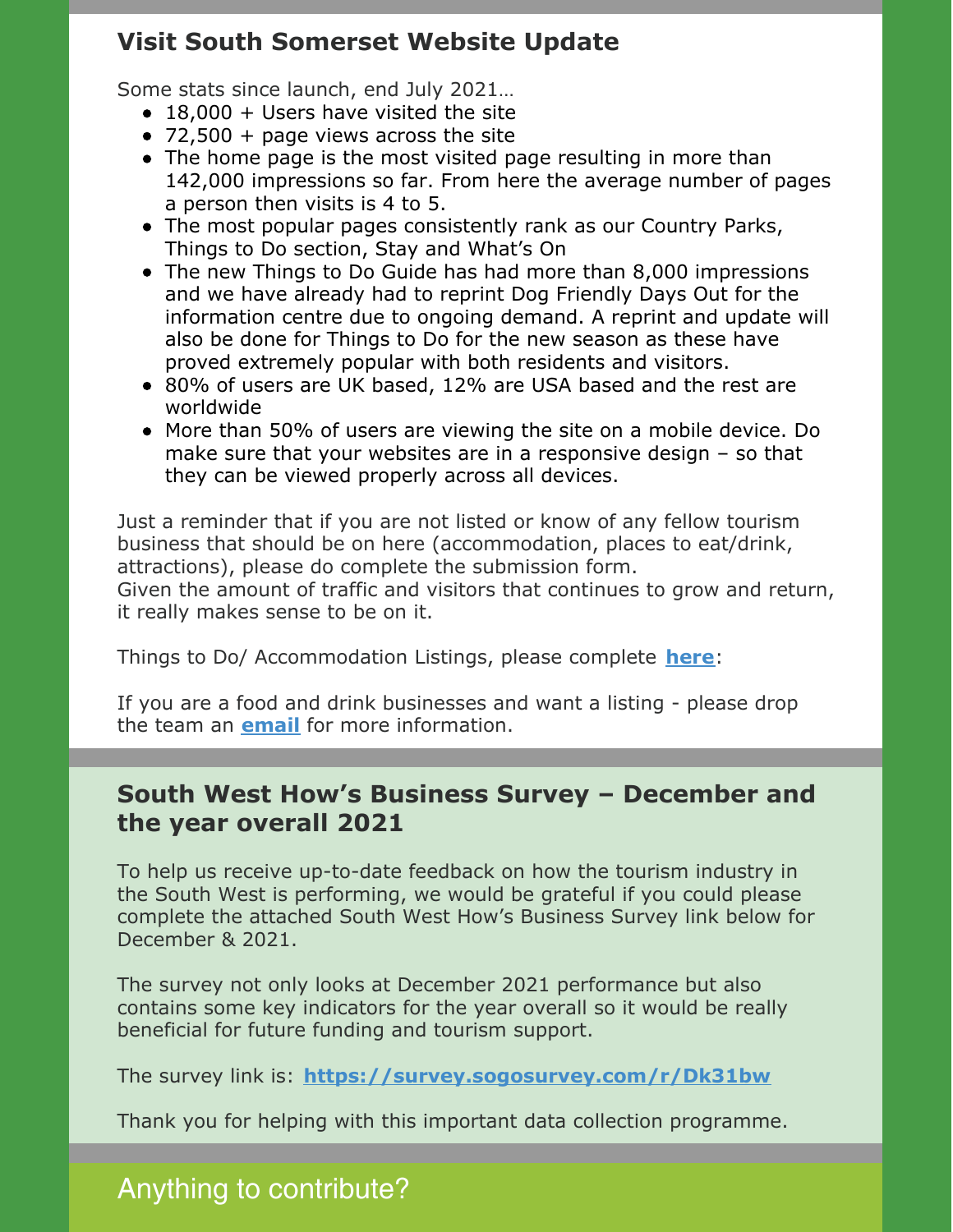## Visit South Somerset Website Update

Some stats since launch, end July 2021…

- 18,000 + Users have visited the site
- 72,500 + page views across the site
- The home page is the most visited page resulting in more than 142,000 impressions so far. From here the average number of pages a person then visits is 4 to 5.
- The most popular pages consistently rank as our Country Parks, Things to Do section, Stay and What's On
- The new Things to Do Guide has had more than 8,000 impressions and we have already had to reprint Dog Friendly Days Out for the information centre due to ongoing demand. A reprint and update will also be done for Things to Do for the new season as these have proved extremely popular with both residents and visitors.
- 80% of users are UK based, 12% are USA based and the rest are worldwide
- More than 50% of users are viewing the site on a mobile device. Do make sure that your websites are in a responsive design – so that they can be viewed properly across all devices.

Just a reminder that if you are not listed or know of any fellow tourism business that should be on here (accommodation, places to eat/drink, attractions), please do complete the submission form.
Given the amount of traffic and visitors that continues to grow and return, it really makes sense to be on it.

Things to Do/ Accommodation Listings, please complete **here**:

If you are a food and drink businesses and want a listing - please drop the team an **email** for more information.

## South West How's Business Survey – December and the year overall 2021

To help us receive up-to-date feedback on how the tourism industry in the South West is performing, we would be grateful if you could please complete the attached South West How's Business Survey link below for December & 2021.

The survey not only looks at December 2021 performance but also contains some key indicators for the year overall so it would be really beneficial for future funding and tourism support.

The survey link is: **https://survey.sogosurvey.com/r/Dk31bw**

Thank you for helping with this important data collection programme.

## Anything to contribute?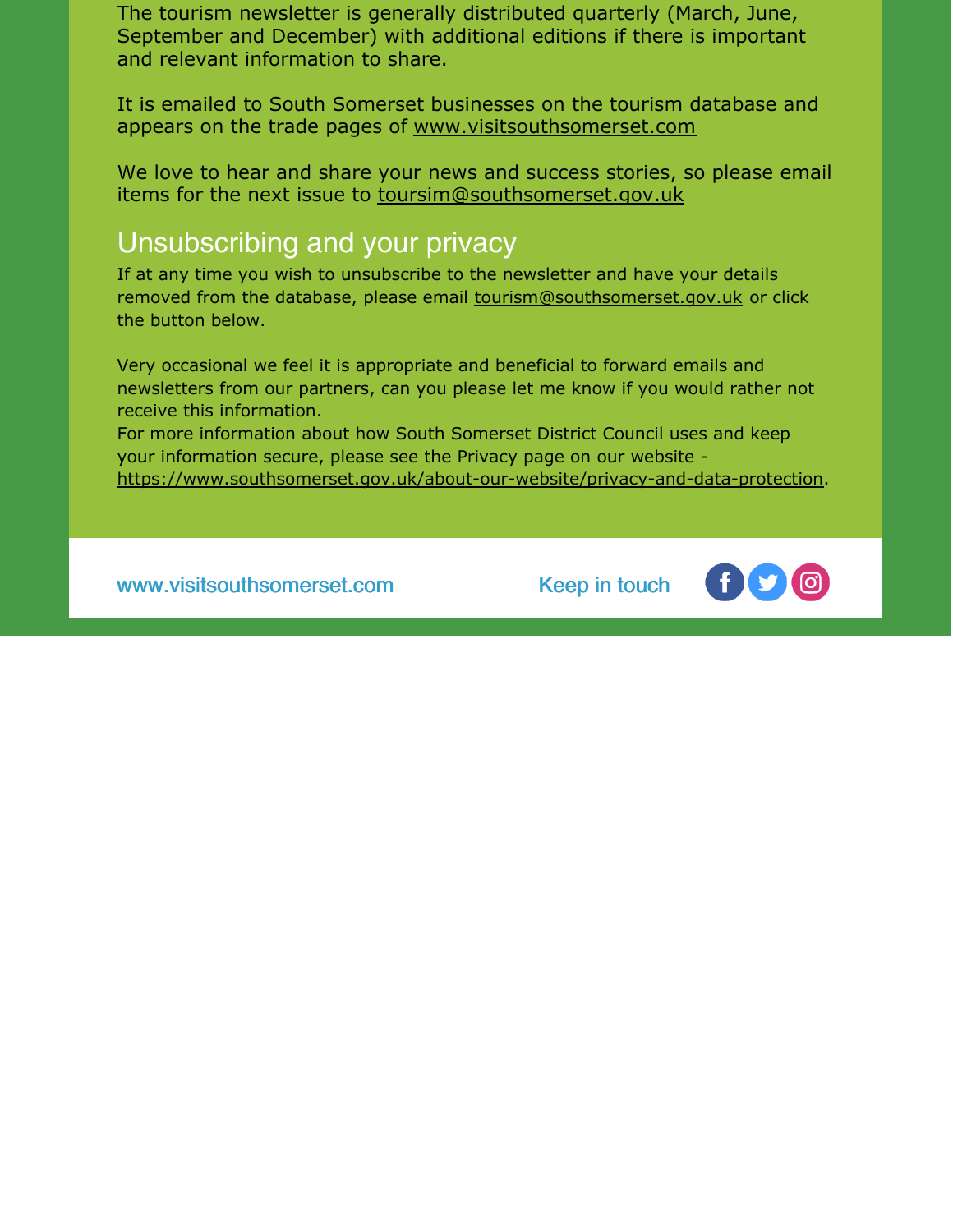The tourism newsletter is generally distributed quarterly (March, June, September and December) with additional editions if there is important and relevant information to share.

It is emailed to South Somerset businesses on the tourism database and appears on the trade pages of www.visitsouthsomerset.com

We love to hear and share your news and success stories, so please email items for the next issue to toursim@southsomerset.gov.uk

## Unsubscribing and your privacy

If at any time you wish to unsubscribe to the newsletter and have your details removed from the database, please email tourism@southsomerset.gov.uk or click the button below.

Very occasional we feel it is appropriate and beneficial to forward emails and newsletters from our partners, can you please let me know if you would rather not receive this information.

For more information about how South Somerset District Council uses and keep your information secure, please see the Privacy page on our website - https://www.southsomerset.gov.uk/about-our-website/privacy-and-data-protection.

www.visitsouthsomerset.com

Keep in touch